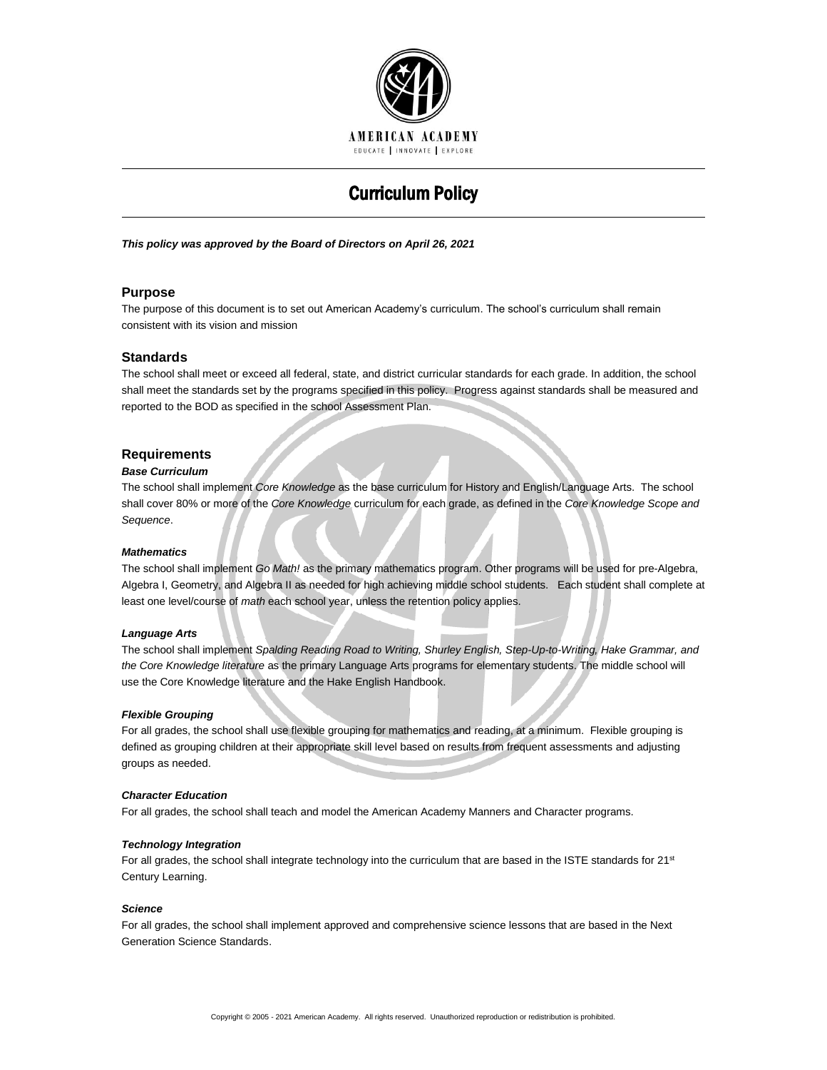AMERICAN ACADEMY

EDUCATE | INNOVATE | EXPLORE

# Curriculum Policy

***This policy was approved by the Board of Directors on April 26, 2021***

## Purpose

The purpose of this document is to set out American Academy's curriculum. The school's curriculum shall remain consistent with its vision and mission

## Standards

The school shall meet or exceed all federal, state, and district curricular standards for each grade. In addition, the school shall meet the standards set by the programs specified in this policy. Progress against standards shall be measured and reported to the BOD as specified in the school Assessment Plan.

## Requirements

### *Base Curriculum*

The school shall implement *Core Knowledge* as the base curriculum for History and English/Language Arts. The school shall cover 80% or more of the *Core Knowledge* curriculum for each grade, as defined in the *Core Knowledge Scope and Sequence*.

### *Mathematics*

The school shall implement *Go Math!* as the primary mathematics program. Other programs will be used for pre-Algebra, Algebra I, Geometry, and Algebra II as needed for high achieving middle school students. Each student shall complete at least one level/course of *math* each school year, unless the retention policy applies.

### *Language Arts*

The school shall implement *Spalding Reading Road to Writing, Shurley English, Step-Up-to-Writing, Hake Grammar, and the Core Knowledge literature* as the primary Language Arts programs for elementary students. The middle school will use the Core Knowledge literature and the Hake English Handbook.

### *Flexible Grouping*

For all grades, the school shall use flexible grouping for mathematics and reading, at a minimum. Flexible grouping is defined as grouping children at their appropriate skill level based on results from frequent assessments and adjusting groups as needed.

### *Character Education*

For all grades, the school shall teach and model the American Academy Manners and Character programs.

### *Technology Integration*

For all grades, the school shall integrate technology into the curriculum that are based in the ISTE standards for 21st Century Learning.

### *Science*

For all grades, the school shall implement approved and comprehensive science lessons that are based in the Next Generation Science Standards.

Copyright © 2005 - 2021 American Academy. All rights reserved. Unauthorized reproduction or redistribution is prohibited.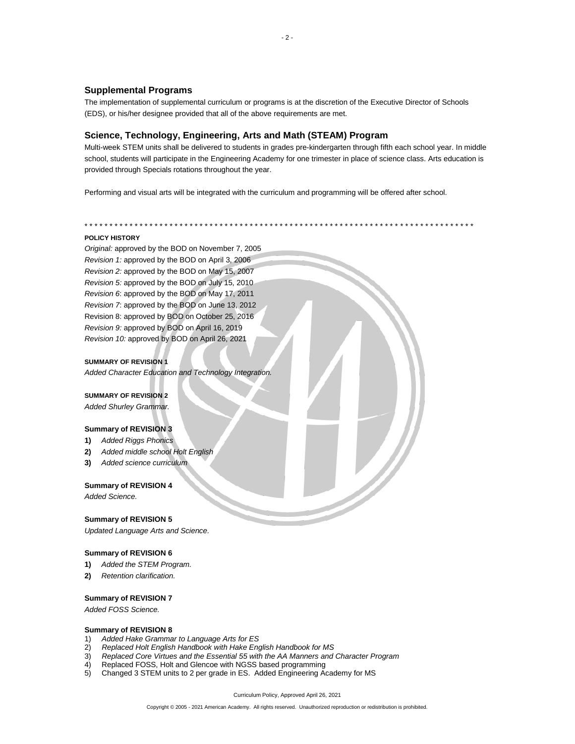## Supplemental Programs

The implementation of supplemental curriculum or programs is at the discretion of the Executive Director of Schools (EDS), or his/her designee provided that all of the above requirements are met.

## Science, Technology, Engineering, Arts and Math (STEAM) Program

Multi-week STEM units shall be delivered to students in grades pre-kindergarten through fifth each school year. In middle school, students will participate in the Engineering Academy for one trimester in place of science class. Arts education is provided through Specials rotations throughout the year.

Performing and visual arts will be integrated with the curriculum and programming will be offered after school.

* * * * * * * * * * * * * * * * * * * * * * * * * * * * * * * * * * * * * * * * * * * * * * * * * * * * * * * * * * * * * * * * * * * * * * * * * * * * * *

**POLICY HISTORY**

*Original:* approved by the BOD on November 7, 2005
*Revision 1:* approved by the BOD on April 3, 2006
*Revision 2:* approved by the BOD on May 15, 2007
*Revision 5:* approved by the BOD on July 15, 2010
*Revision 6*: approved by the BOD on May 17, 2011
*Revision 7*: approved by the BOD on June 13, 2012
Revision 8: approved by BOD on October 25, 2016
*Revision 9:* approved by BOD on April 16, 2019
*Revision 10:* approved by BOD on April 26, 2021

**SUMMARY OF REVISION 1**

*Added Character Education and Technology Integration.*

**SUMMARY OF REVISION 2**

*Added Shurley Grammar.*

**Summary of REVISION 3**

1) *Added Riggs Phonics*
2) *Added middle school Holt English*
3) *Added science curriculum*

**Summary of REVISION 4**

*Added Science.*

**Summary of REVISION 5**

*Updated Language Arts and Science.*

**Summary of REVISION 6**

1) *Added the STEM Program.*
2) *Retention clarification.*

**Summary of REVISION 7**

*Added FOSS Science.*

**Summary of REVISION 8**

1) *Added Hake Grammar to Language Arts for ES*
2) *Replaced Holt English Handbook with Hake English Handbook for MS*
3) *Replaced Core Virtues and the Essential 55 with the AA Manners and Character Program*
4) Replaced FOSS, Holt and Glencoe with NGSS based programming
5) Changed 3 STEM units to 2 per grade in ES. Added Engineering Academy for MS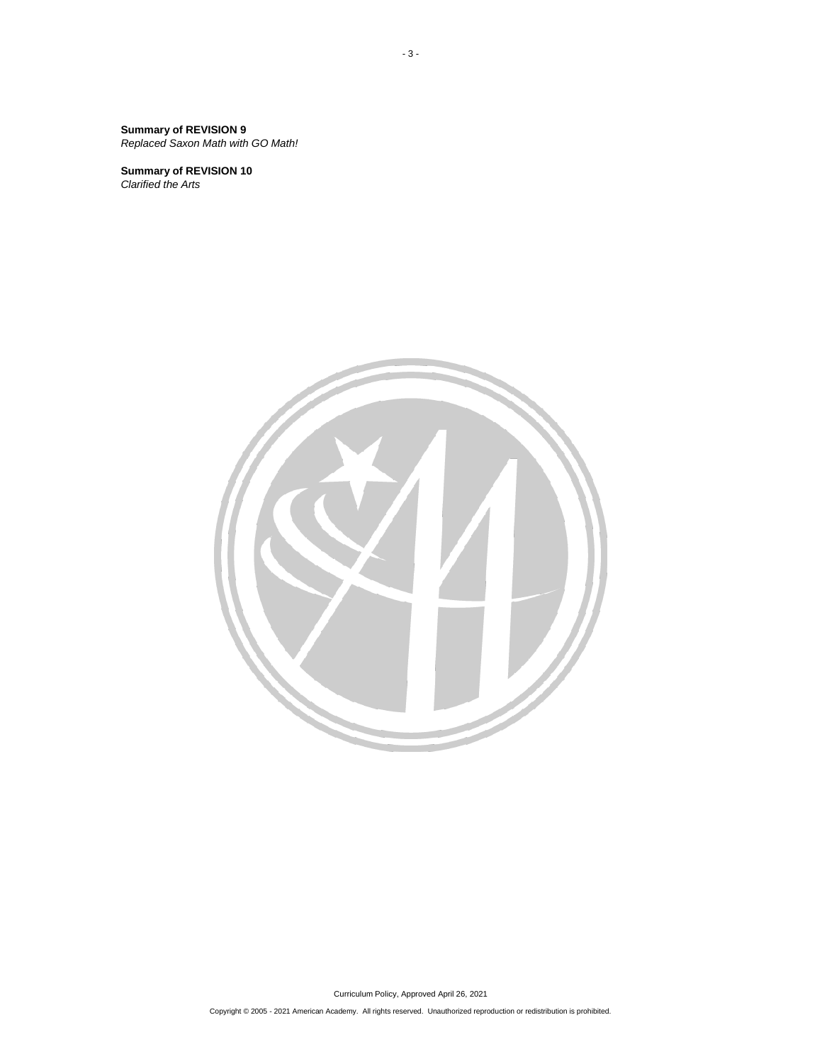**Summary of REVISION 9**
*Replaced Saxon Math with GO Math!*

**Summary of REVISION 10**
*Clarified the Arts*